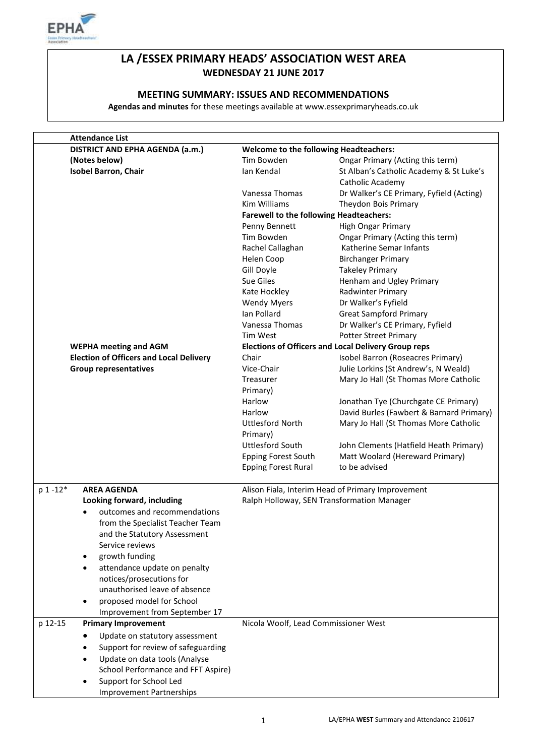# LA /ESSEX PRIMARY HEADS' ASSOCIATION WEST AREA

**WEDNESDAY 21 JUNE 2017**

## MEETING SUMMARY: ISSUES AND RECOMMENDATIONS

**Agendas and minutes** for these meetings available at www.essexprimaryheads.co.uk

| | **Attendance List** | | |
|---|---|---|---|
| | **DISTRICT AND EPHA AGENDA (a.m.) (Notes below)** | **Welcome to the following Headteachers:** | |
| | **Isobel Barron, Chair** | Tim Bowden | Ongar Primary (Acting this term) |
| | | Ian Kendal | St Alban's Catholic Academy & St Luke's Catholic Academy |
| | | Vanessa Thomas | Dr Walker's CE Primary, Fyfield (Acting) |
| | | Kim Williams | Theydon Bois Primary |
| | | **Farewell to the following Headteachers:** | |
| | | Penny Bennett | High Ongar Primary |
| | | Tim Bowden | Ongar Primary (Acting this term) |
| | | Rachel Callaghan | Katherine Semar Infants |
| | | Helen Coop | Birchanger Primary |
| | | Gill Doyle | Takeley Primary |
| | | Sue Giles | Henham and Ugley Primary |
| | | Kate Hockley | Radwinter Primary |
| | | Wendy Myers | Dr Walker's Fyfield |
| | | Ian Pollard | Great Sampford Primary |
| | | Vanessa Thomas | Dr Walker's CE Primary, Fyfield |
| | | Tim West | Potter Street Primary |
| | **WEPHA meeting and AGM** | **Elections of Officers and Local Delivery Group reps** | |
| | **Election of Officers and Local Delivery Group representatives** | Chair | Isobel Barron (Roseacres Primary) |
| | | Vice-Chair | Julie Lorkins (St Andrew's, N Weald) |
| | | Treasurer | Mary Jo Hall (St Thomas More Catholic Primary) |
| | | Harlow | Jonathan Tye (Churchgate CE Primary) |
| | | Harlow | David Burles (Fawbert & Barnard Primary) |
| | | Uttlesford North | Mary Jo Hall (St Thomas More Catholic Primary) |
| | | Uttlesford South | John Clements (Hatfield Heath Primary) |
| | | Epping Forest South | Matt Woolard (Hereward Primary) |
| | | Epping Forest Rural | to be advised |
| p 1 -12* | **AREA AGENDA** <br> **Looking forward, including** <br> • outcomes and recommendations from the Specialist Teacher Team and the Statutory Assessment Service reviews <br> • growth funding <br> • attendance update on penalty notices/prosecutions for unauthorised leave of absence <br> • proposed model for School Improvement from September 17 | Alison Fiala, Interim Head of Primary Improvement <br> Ralph Holloway, SEN Transformation Manager | |
| p 12-15 | **Primary Improvement** <br> • Update on statutory assessment <br> • Support for review of safeguarding <br> • Update on data tools (Analyse School Performance and FFT Aspire) <br> • Support for School Led Improvement Partnerships | Nicola Woolf, Lead Commissioner West | |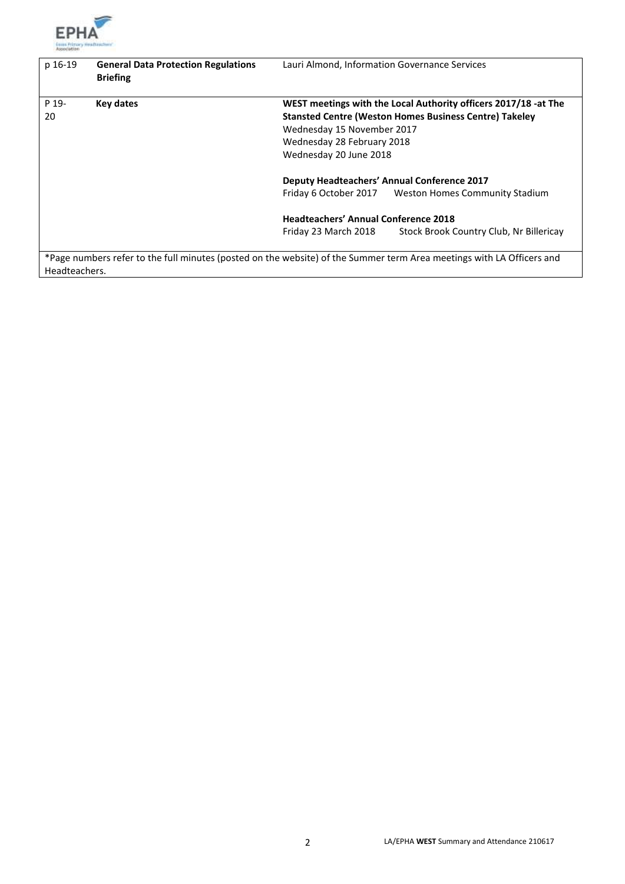| | | |
|---|---|---|
| p 16-19 | **General Data Protection Regulations Briefing** | Lauri Almond, Information Governance Services |
| P 19-20 | **Key dates** | **WEST meetings with the Local Authority officers 2017/18 -at The Stansted Centre (Weston Homes Business Centre) Takeley**<br>Wednesday 15 November 2017<br>Wednesday 28 February 2018<br>Wednesday 20 June 2018<br><br>**Deputy Headteachers' Annual Conference 2017**<br>Friday 6 October 2017 Weston Homes Community Stadium<br><br>**Headteachers' Annual Conference 2018**<br>Friday 23 March 2018 Stock Brook Country Club, Nr Billericay |

*Page numbers refer to the full minutes (posted on the website) of the Summer term Area meetings with LA Officers and Headteachers.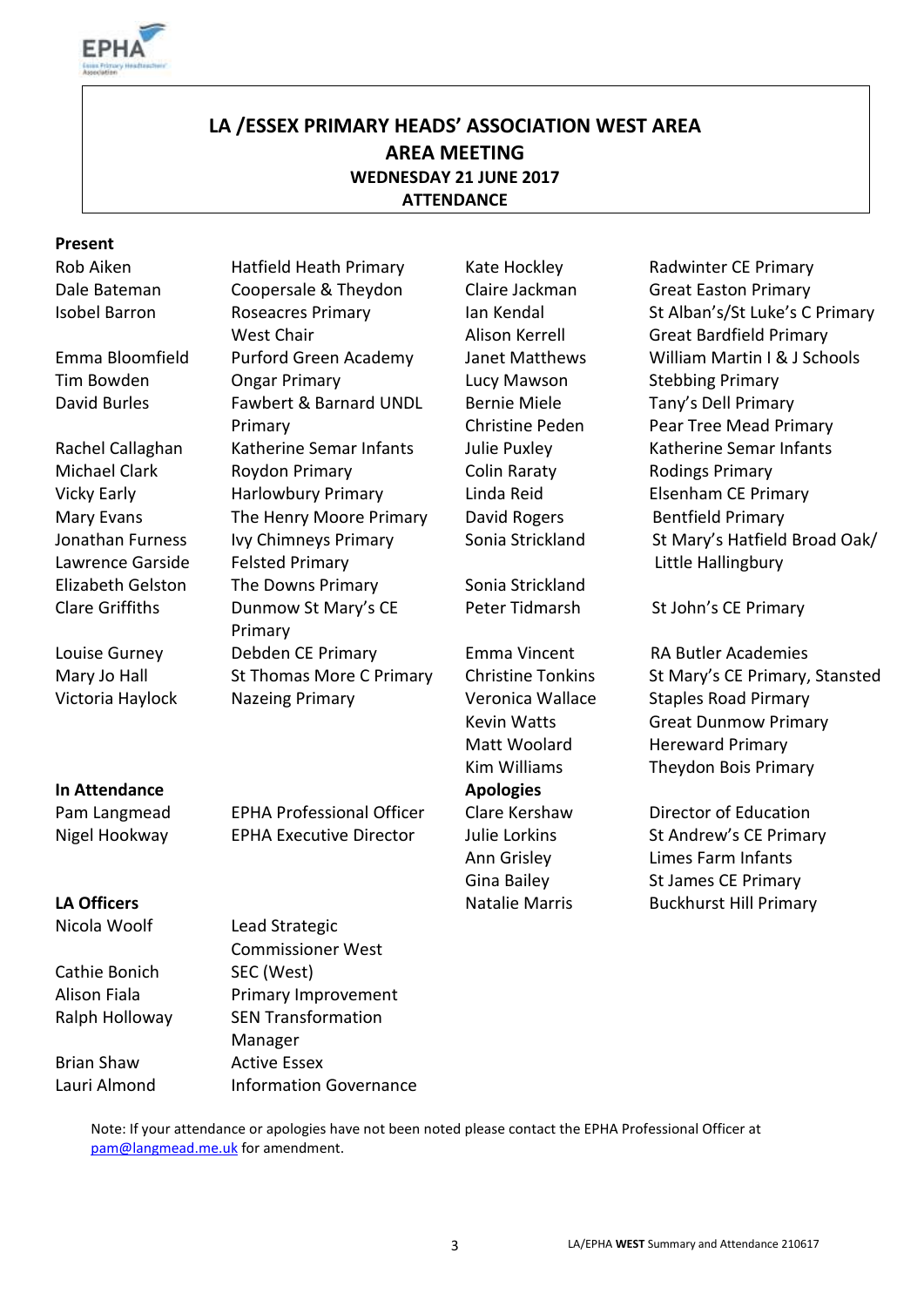# LA /ESSEX PRIMARY HEADS' ASSOCIATION WEST AREA

## AREA MEETING

**WEDNESDAY 21 JUNE 2017**

**ATTENDANCE**

**Present**

| Name | School |
|---|---|
| Rob Aiken | Hatfield Heath Primary |
| Dale Bateman | Coopersale & Theydon |
| Isobel Barron | Roseacres Primary<br>West Chair |
| Emma Bloomfield | Purford Green Academy |
| Tim Bowden | Ongar Primary |
| David Burles | Fawbert & Barnard UNDL Primary |
| Rachel Callaghan | Katherine Semar Infants |
| Michael Clark | Roydon Primary |
| Vicky Early | Harlowbury Primary |
| Mary Evans | The Henry Moore Primary |
| Jonathan Furness | Ivy Chimneys Primary |
| Lawrence Garside | Felsted Primary |
| Elizabeth Gelston | The Downs Primary |
| Clare Griffiths | Dunmow St Mary's CE Primary |
| Louise Gurney | Debden CE Primary |
| Mary Jo Hall | St Thomas More C Primary |
| Victoria Haylock | Nazeing Primary |
| Kate Hockley | Radwinter CE Primary |
| Claire Jackman | Great Easton Primary |
| Ian Kendal | St Alban's/St Luke's C Primary |
| Alison Kerrell | Great Bardfield Primary |
| Janet Matthews | William Martin I & J Schools |
| Lucy Mawson | Stebbing Primary |
| Bernie Miele | Tany's Dell Primary |
| Christine Peden | Pear Tree Mead Primary |
| Julie Puxley | Katherine Semar Infants |
| Colin Raraty | Rodings Primary |
| Linda Reid | Elsenham CE Primary |
| David Rogers | Bentfield Primary |
| Sonia Strickland | St Mary's Hatfield Broad Oak/ Little Hallingbury |
| Sonia Strickland | |
| Peter Tidmarsh | St John's CE Primary |
| Emma Vincent | RA Butler Academies |
| Christine Tonkins | St Mary's CE Primary, Stansted |
| Veronica Wallace | Staples Road Pirmary |
| Kevin Watts | Great Dunmow Primary |
| Matt Woolard | Hereward Primary |
| Kim Williams | Theydon Bois Primary |

**In Attendance**

| Name | Role |
|---|---|
| Pam Langmead | EPHA Professional Officer |
| Nigel Hookway | EPHA Executive Director |

**LA Officers**

| Name | Role |
|---|---|
| Nicola Woolf | Lead Strategic Commissioner West |
| Cathie Bonich | SEC (West) |
| Alison Fiala | Primary Improvement |
| Ralph Holloway | SEN Transformation Manager |
| Brian Shaw | Active Essex |
| Lauri Almond | Information Governance |

**Apologies**

| Name | School/Role |
|---|---|
| Clare Kershaw | Director of Education |
| Julie Lorkins | St Andrew's CE Primary |
| Ann Grisley | Limes Farm Infants |
| Gina Bailey | St James CE Primary |
| Natalie Marris | Buckhurst Hill Primary |

Note: If your attendance or apologies have not been noted please contact the EPHA Professional Officer at pam@langmead.me.uk for amendment.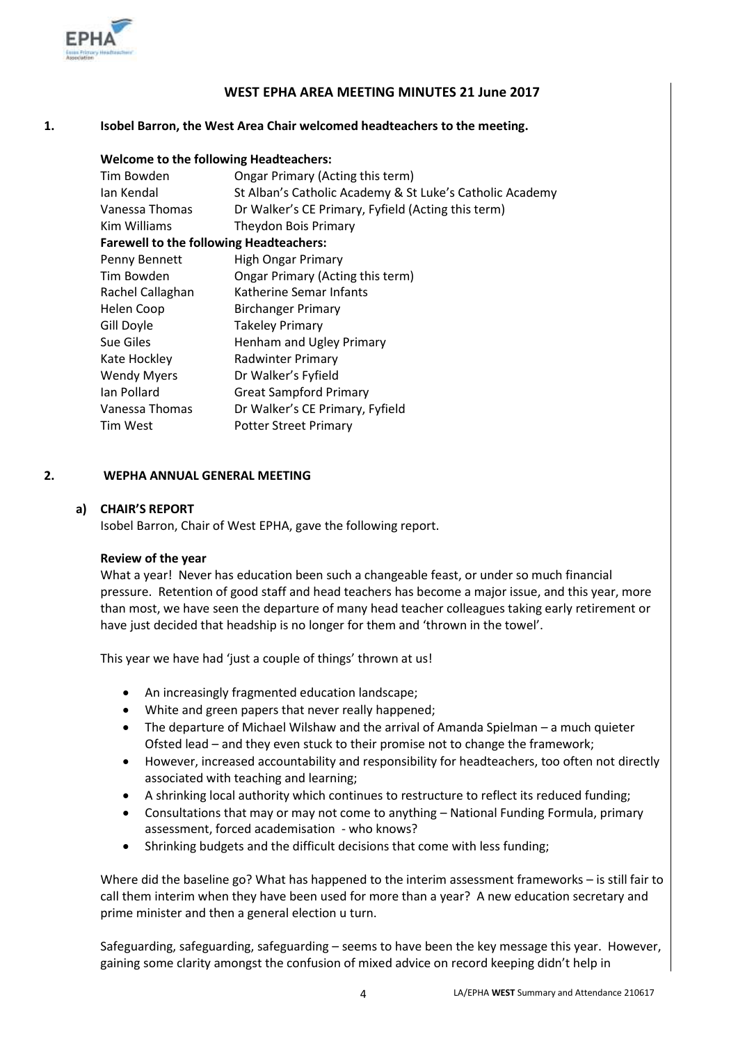## WEST EPHA AREA MEETING MINUTES 21 June 2017

**1. Isobel Barron, the West Area Chair welcomed headteachers to the meeting.**

**Welcome to the following Headteachers:**

| | |
|---|---|
| Tim Bowden | Ongar Primary (Acting this term) |
| Ian Kendal | St Alban's Catholic Academy & St Luke's Catholic Academy |
| Vanessa Thomas | Dr Walker's CE Primary, Fyfield (Acting this term) |
| Kim Williams | Theydon Bois Primary |

**Farewell to the following Headteachers:**

| | |
|---|---|
| Penny Bennett | High Ongar Primary |
| Tim Bowden | Ongar Primary (Acting this term) |
| Rachel Callaghan | Katherine Semar Infants |
| Helen Coop | Birchanger Primary |
| Gill Doyle | Takeley Primary |
| Sue Giles | Henham and Ugley Primary |
| Kate Hockley | Radwinter Primary |
| Wendy Myers | Dr Walker's Fyfield |
| Ian Pollard | Great Sampford Primary |
| Vanessa Thomas | Dr Walker's CE Primary, Fyfield |
| Tim West | Potter Street Primary |

**2. WEPHA ANNUAL GENERAL MEETING**

**a) CHAIR'S REPORT**

Isobel Barron, Chair of West EPHA, gave the following report.

**Review of the year**

What a year! Never has education been such a changeable feast, or under so much financial pressure. Retention of good staff and head teachers has become a major issue, and this year, more than most, we have seen the departure of many head teacher colleagues taking early retirement or have just decided that headship is no longer for them and 'thrown in the towel'.

This year we have had 'just a couple of things' thrown at us!

- An increasingly fragmented education landscape;
- White and green papers that never really happened;
- The departure of Michael Wilshaw and the arrival of Amanda Spielman – a much quieter Ofsted lead – and they even stuck to their promise not to change the framework;
- However, increased accountability and responsibility for headteachers, too often not directly associated with teaching and learning;
- A shrinking local authority which continues to restructure to reflect its reduced funding;
- Consultations that may or may not come to anything – National Funding Formula, primary assessment, forced academisation - who knows?
- Shrinking budgets and the difficult decisions that come with less funding;

Where did the baseline go? What has happened to the interim assessment frameworks – is still fair to call them interim when they have been used for more than a year? A new education secretary and prime minister and then a general election u turn.

Safeguarding, safeguarding, safeguarding – seems to have been the key message this year. However, gaining some clarity amongst the confusion of mixed advice on record keeping didn't help in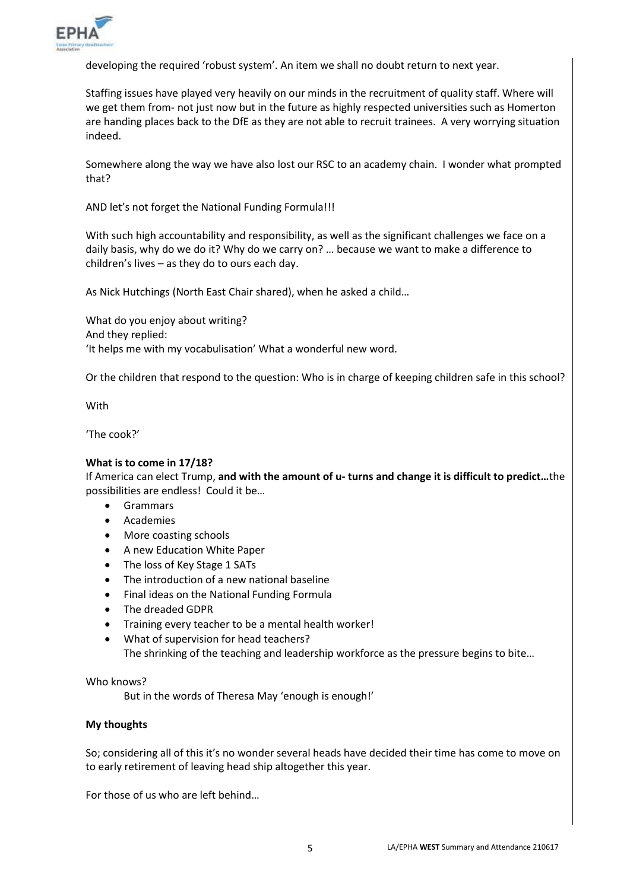developing the required 'robust system'. An item we shall no doubt return to next year.

Staffing issues have played very heavily on our minds in the recruitment of quality staff. Where will we get them from- not just now but in the future as highly respected universities such as Homerton are handing places back to the DfE as they are not able to recruit trainees. A very worrying situation indeed.

Somewhere along the way we have also lost our RSC to an academy chain. I wonder what prompted that?

AND let's not forget the National Funding Formula!!!

With such high accountability and responsibility, as well as the significant challenges we face on a daily basis, why do we do it? Why do we carry on? … because we want to make a difference to children's lives – as they do to ours each day.

As Nick Hutchings (North East Chair shared), when he asked a child…

What do you enjoy about writing?
And they replied:
'It helps me with my vocabulisation' What a wonderful new word.

Or the children that respond to the question: Who is in charge of keeping children safe in this school?

With

'The cook?'

**What is to come in 17/18?**

If America can elect Trump, **and with the amount of u- turns and change it is difficult to predict…**the possibilities are endless! Could it be…

- Grammars
- Academies
- More coasting schools
- A new Education White Paper
- The loss of Key Stage 1 SATs
- The introduction of a new national baseline
- Final ideas on the National Funding Formula
- The dreaded GDPR
- Training every teacher to be a mental health worker!
- What of supervision for head teachers?
  The shrinking of the teaching and leadership workforce as the pressure begins to bite…

Who knows?

But in the words of Theresa May 'enough is enough!'

**My thoughts**

So; considering all of this it's no wonder several heads have decided their time has come to move on to early retirement of leaving head ship altogether this year.

For those of us who are left behind…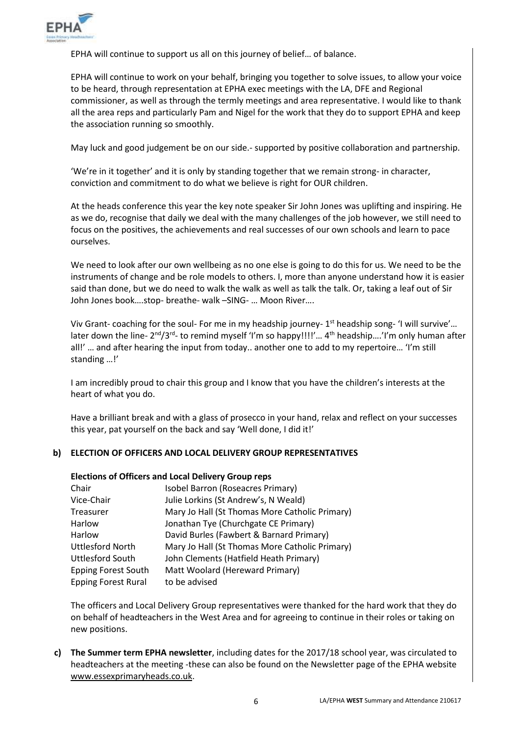EPHA will continue to support us all on this journey of belief… of balance.

EPHA will continue to work on your behalf, bringing you together to solve issues, to allow your voice to be heard, through representation at EPHA exec meetings with the LA, DFE and Regional commissioner, as well as through the termly meetings and area representative. I would like to thank all the area reps and particularly Pam and Nigel for the work that they do to support EPHA and keep the association running so smoothly.

May luck and good judgement be on our side.- supported by positive collaboration and partnership.

'We're in it together' and it is only by standing together that we remain strong- in character, conviction and commitment to do what we believe is right for OUR children.

At the heads conference this year the key note speaker Sir John Jones was uplifting and inspiring. He as we do, recognise that daily we deal with the many challenges of the job however, we still need to focus on the positives, the achievements and real successes of our own schools and learn to pace ourselves.

We need to look after our own wellbeing as no one else is going to do this for us. We need to be the instruments of change and be role models to others. I, more than anyone understand how it is easier said than done, but we do need to walk the walk as well as talk the talk. Or, taking a leaf out of Sir John Jones book….stop- breathe- walk –SING- … Moon River….

Viv Grant- coaching for the soul- For me in my headship journey- 1st headship song- 'I will survive'… later down the line- 2nd/3rd- to remind myself 'I'm so happy!!!!'… 4th headship….'I'm only human after all!' … and after hearing the input from today.. another one to add to my repertoire… 'I'm still standing …!'

I am incredibly proud to chair this group and I know that you have the children's interests at the heart of what you do.

Have a brilliant break and with a glass of prosecco in your hand, relax and reflect on your successes this year, pat yourself on the back and say 'Well done, I did it!'

**b) ELECTION OF OFFICERS AND LOCAL DELIVERY GROUP REPRESENTATIVES**

**Elections of Officers and Local Delivery Group reps**

| | |
|---|---|
| Chair | Isobel Barron (Roseacres Primary) |
| Vice-Chair | Julie Lorkins (St Andrew's, N Weald) |
| Treasurer | Mary Jo Hall (St Thomas More Catholic Primary) |
| Harlow | Jonathan Tye (Churchgate CE Primary) |
| Harlow | David Burles (Fawbert & Barnard Primary) |
| Uttlesford North | Mary Jo Hall (St Thomas More Catholic Primary) |
| Uttlesford South | John Clements (Hatfield Heath Primary) |
| Epping Forest South | Matt Woolard (Hereward Primary) |
| Epping Forest Rural | to be advised |

The officers and Local Delivery Group representatives were thanked for the hard work that they do on behalf of headteachers in the West Area and for agreeing to continue in their roles or taking on new positions.

**c) The Summer term EPHA newsletter**, including dates for the 2017/18 school year, was circulated to headteachers at the meeting -these can also be found on the Newsletter page of the EPHA website www.essexprimaryheads.co.uk.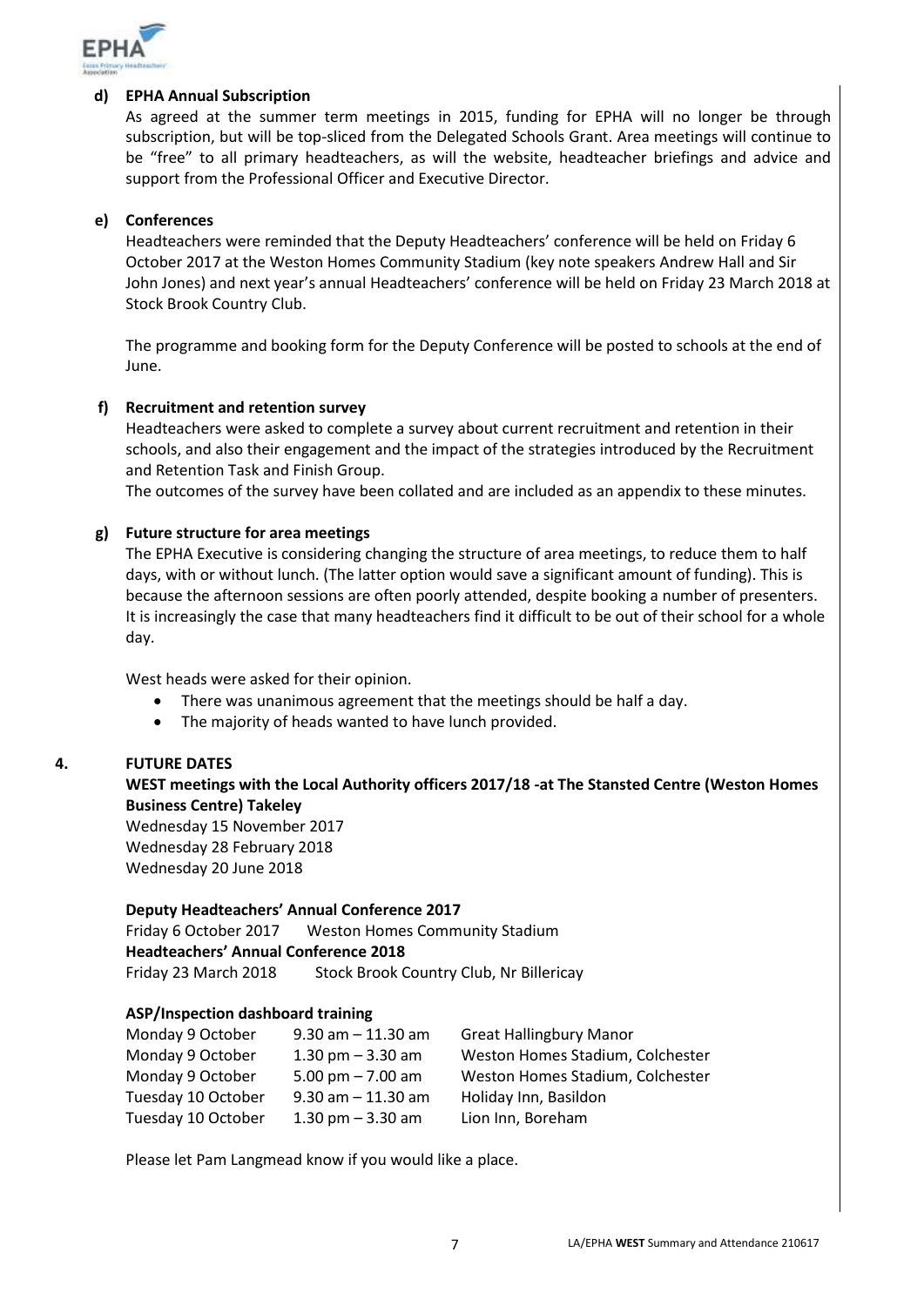**d) EPHA Annual Subscription**

As agreed at the summer term meetings in 2015, funding for EPHA will no longer be through subscription, but will be top-sliced from the Delegated Schools Grant. Area meetings will continue to be "free" to all primary headteachers, as will the website, headteacher briefings and advice and support from the Professional Officer and Executive Director.

**e) Conferences**

Headteachers were reminded that the Deputy Headteachers' conference will be held on Friday 6 October 2017 at the Weston Homes Community Stadium (key note speakers Andrew Hall and Sir John Jones) and next year's annual Headteachers' conference will be held on Friday 23 March 2018 at Stock Brook Country Club.

The programme and booking form for the Deputy Conference will be posted to schools at the end of June.

**f) Recruitment and retention survey**

Headteachers were asked to complete a survey about current recruitment and retention in their schools, and also their engagement and the impact of the strategies introduced by the Recruitment and Retention Task and Finish Group.

The outcomes of the survey have been collated and are included as an appendix to these minutes.

**g) Future structure for area meetings**

The EPHA Executive is considering changing the structure of area meetings, to reduce them to half days, with or without lunch. (The latter option would save a significant amount of funding). This is because the afternoon sessions are often poorly attended, despite booking a number of presenters. It is increasingly the case that many headteachers find it difficult to be out of their school for a whole day.

West heads were asked for their opinion.

- There was unanimous agreement that the meetings should be half a day.
- The majority of heads wanted to have lunch provided.

## 4. FUTURE DATES

**WEST meetings with the Local Authority officers 2017/18 -at The Stansted Centre (Weston Homes Business Centre) Takeley**

Wednesday 15 November 2017
Wednesday 28 February 2018
Wednesday 20 June 2018

**Deputy Headteachers' Annual Conference 2017**
Friday 6 October 2017 Weston Homes Community Stadium
**Headteachers' Annual Conference 2018**
Friday 23 March 2018 Stock Brook Country Club, Nr Billericay

**ASP/Inspection dashboard training**

| | | |
|---|---|---|
| Monday 9 October | 9.30 am – 11.30 am | Great Hallingbury Manor |
| Monday 9 October | 1.30 pm – 3.30 am | Weston Homes Stadium, Colchester |
| Monday 9 October | 5.00 pm – 7.00 am | Weston Homes Stadium, Colchester |
| Tuesday 10 October | 9.30 am – 11.30 am | Holiday Inn, Basildon |
| Tuesday 10 October | 1.30 pm – 3.30 am | Lion Inn, Boreham |

Please let Pam Langmead know if you would like a place.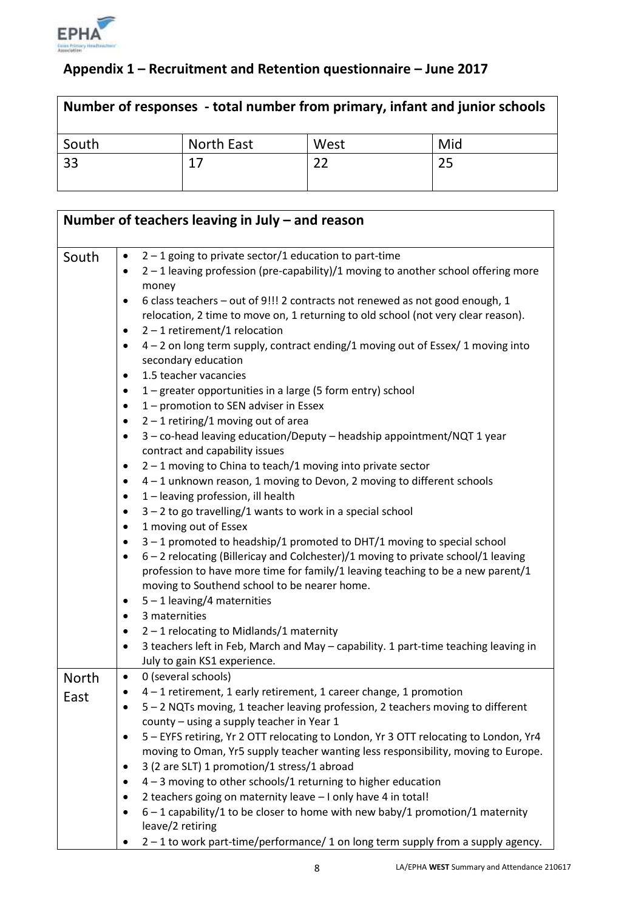## Appendix 1 – Recruitment and Retention questionnaire – June 2017

| Number of responses - total number from primary, infant and junior schools | | | |
|---|---|---|---|
| South | North East | West | Mid |
| 33 | 17 | 22 | 25 |

| Number of teachers leaving in July – and reason | |
|---|---|
| South | • 2 – 1 going to private sector/1 education to part-time<br>• 2 – 1 leaving profession (pre-capability)/1 moving to another school offering more money<br>• 6 class teachers – out of 9!!! 2 contracts not renewed as not good enough, 1 relocation, 2 time to move on, 1 returning to old school (not very clear reason).<br>• 2 – 1 retirement/1 relocation<br>• 4 – 2 on long term supply, contract ending/1 moving out of Essex/ 1 moving into secondary education<br>• 1.5 teacher vacancies<br>• 1 – greater opportunities in a large (5 form entry) school<br>• 1 – promotion to SEN adviser in Essex<br>• 2 – 1 retiring/1 moving out of area<br>• 3 – co-head leaving education/Deputy – headship appointment/NQT 1 year contract and capability issues<br>• 2 – 1 moving to China to teach/1 moving into private sector<br>• 4 – 1 unknown reason, 1 moving to Devon, 2 moving to different schools<br>• 1 – leaving profession, ill health<br>• 3 – 2 to go travelling/1 wants to work in a special school<br>• 1 moving out of Essex<br>• 3 – 1 promoted to headship/1 promoted to DHT/1 moving to special school<br>• 6 – 2 relocating (Billericay and Colchester)/1 moving to private school/1 leaving profession to have more time for family/1 leaving teaching to be a new parent/1 moving to Southend school to be nearer home.<br>• 5 – 1 leaving/4 maternities<br>• 3 maternities<br>• 2 – 1 relocating to Midlands/1 maternity<br>• 3 teachers left in Feb, March and May – capability. 1 part-time teaching leaving in July to gain KS1 experience. |
| North East | • 0 (several schools)<br>• 4 – 1 retirement, 1 early retirement, 1 career change, 1 promotion<br>• 5 – 2 NQTs moving, 1 teacher leaving profession, 2 teachers moving to different county – using a supply teacher in Year 1<br>• 5 – EYFS retiring, Yr 2 OTT relocating to London, Yr 3 OTT relocating to London, Yr4 moving to Oman, Yr5 supply teacher wanting less responsibility, moving to Europe.<br>• 3 (2 are SLT) 1 promotion/1 stress/1 abroad<br>• 4 – 3 moving to other schools/1 returning to higher education<br>• 2 teachers going on maternity leave – I only have 4 in total!<br>• 6 – 1 capability/1 to be closer to home with new baby/1 promotion/1 maternity leave/2 retiring<br>• 2 – 1 to work part-time/performance/ 1 on long term supply from a supply agency. |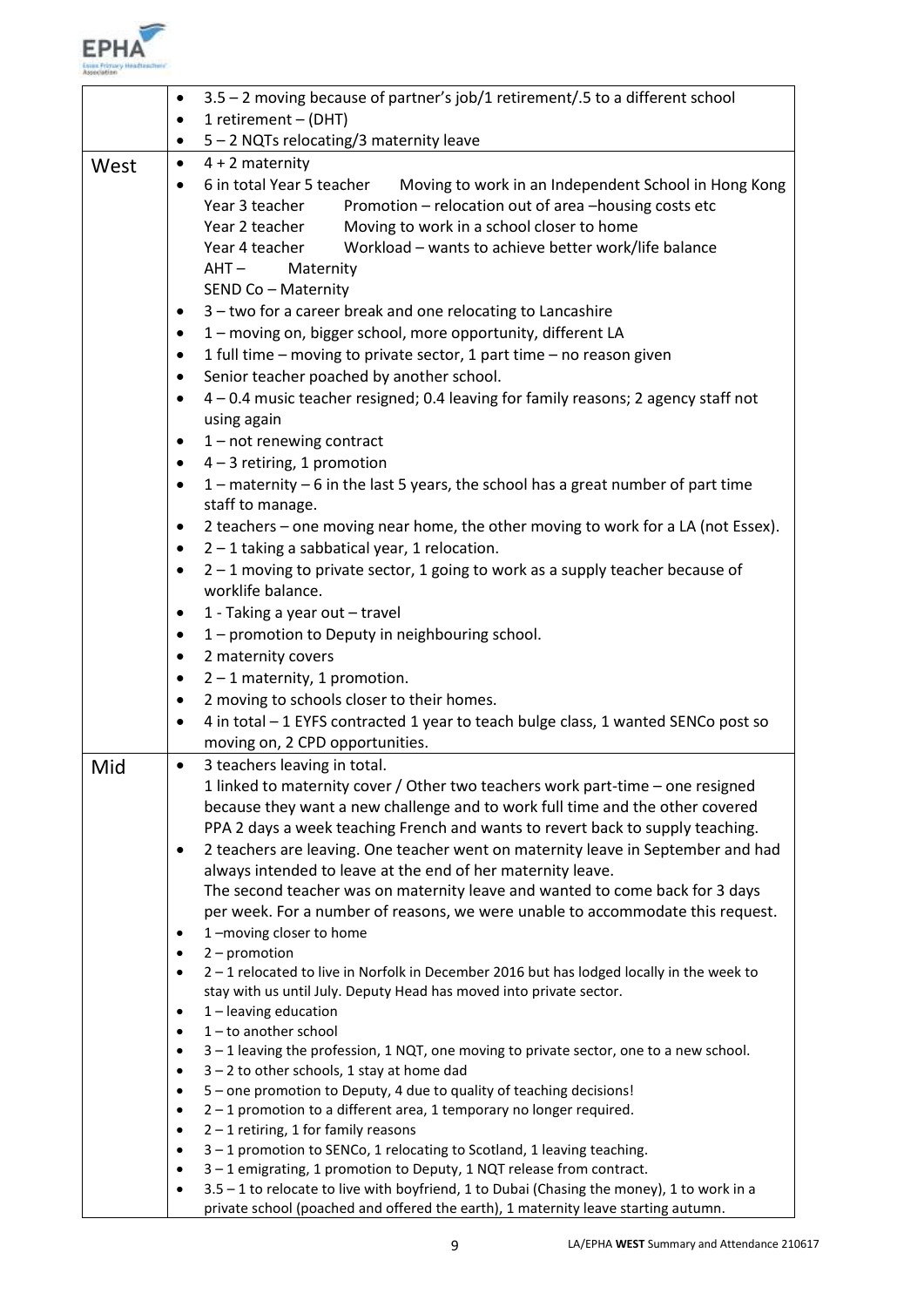| | |
|---|---|
| | • 3.5 – 2 moving because of partner's job/1 retirement/.5 to a different school<br>• 1 retirement – (DHT)<br>• 5 – 2 NQTs relocating/3 maternity leave |
| West | • 4 + 2 maternity<br>• 6 in total Year 5 teacher Moving to work in an Independent School in Hong Kong<br>Year 3 teacher Promotion – relocation out of area –housing costs etc<br>Year 2 teacher Moving to work in a school closer to home<br>Year 4 teacher Workload – wants to achieve better work/life balance<br>AHT – Maternity<br>SEND Co – Maternity<br>• 3 – two for a career break and one relocating to Lancashire<br>• 1 – moving on, bigger school, more opportunity, different LA<br>• 1 full time – moving to private sector, 1 part time – no reason given<br>• Senior teacher poached by another school.<br>• 4 – 0.4 music teacher resigned; 0.4 leaving for family reasons; 2 agency staff not using again<br>• 1 – not renewing contract<br>• 4 – 3 retiring, 1 promotion<br>• 1 – maternity – 6 in the last 5 years, the school has a great number of part time staff to manage.<br>• 2 teachers – one moving near home, the other moving to work for a LA (not Essex).<br>• 2 – 1 taking a sabbatical year, 1 relocation.<br>• 2 – 1 moving to private sector, 1 going to work as a supply teacher because of worklife balance.<br>• 1 - Taking a year out – travel<br>• 1 – promotion to Deputy in neighbouring school.<br>• 2 maternity covers<br>• 2 – 1 maternity, 1 promotion.<br>• 2 moving to schools closer to their homes.<br>• 4 in total – 1 EYFS contracted 1 year to teach bulge class, 1 wanted SENCo post so moving on, 2 CPD opportunities. |
| Mid | • 3 teachers leaving in total.<br>1 linked to maternity cover / Other two teachers work part-time – one resigned because they want a new challenge and to work full time and the other covered PPA 2 days a week teaching French and wants to revert back to supply teaching.<br>• 2 teachers are leaving. One teacher went on maternity leave in September and had always intended to leave at the end of her maternity leave.<br>The second teacher was on maternity leave and wanted to come back for 3 days per week. For a number of reasons, we were unable to accommodate this request.<br>• 1 –moving closer to home<br>• 2 – promotion<br>• 2 – 1 relocated to live in Norfolk in December 2016 but has lodged locally in the week to stay with us until July. Deputy Head has moved into private sector.<br>• 1 – leaving education<br>• 1 – to another school<br>• 3 – 1 leaving the profession, 1 NQT, one moving to private sector, one to a new school.<br>• 3 – 2 to other schools, 1 stay at home dad<br>• 5 – one promotion to Deputy, 4 due to quality of teaching decisions!<br>• 2 – 1 promotion to a different area, 1 temporary no longer required.<br>• 2 – 1 retiring, 1 for family reasons<br>• 3 – 1 promotion to SENCo, 1 relocating to Scotland, 1 leaving teaching.<br>• 3 – 1 emigrating, 1 promotion to Deputy, 1 NQT release from contract.<br>• 3.5 – 1 to relocate to live with boyfriend, 1 to Dubai (Chasing the money), 1 to work in a private school (poached and offered the earth), 1 maternity leave starting autumn. |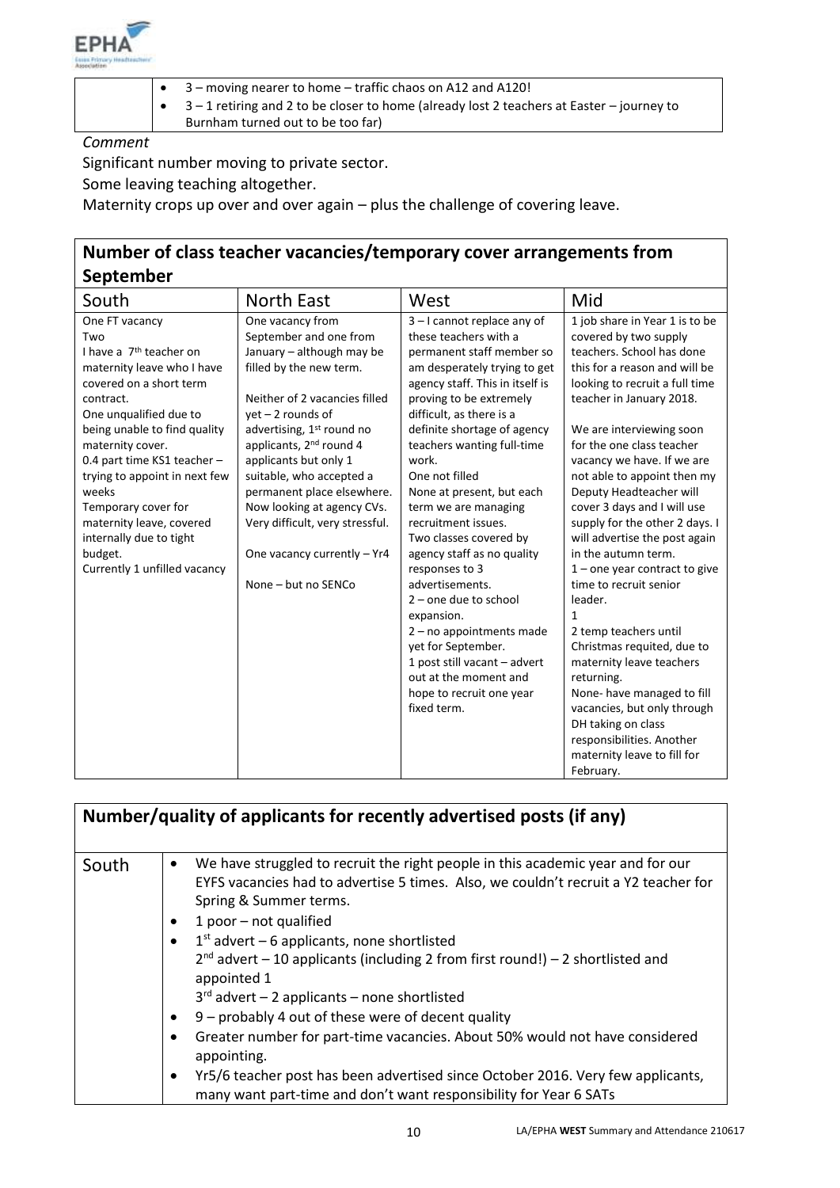| | |
|---|---|
| | • 3 – moving nearer to home – traffic chaos on A12 and A120!<br>• 3 – 1 retiring and 2 to be closer to home (already lost 2 teachers at Easter – journey to Burnham turned out to be too far) |

*Comment*

Significant number moving to private sector.

Some leaving teaching altogether.

Maternity crops up over and over again – plus the challenge of covering leave.

## Number of class teacher vacancies/temporary cover arrangements from September

| South | North East | West | Mid |
|---|---|---|---|
| One FT vacancy<br>Two<br>I have a 7th teacher on maternity leave who I have covered on a short term contract.<br>One unqualified due to being unable to find quality maternity cover.<br>0.4 part time KS1 teacher – trying to appoint in next few weeks<br>Temporary cover for maternity leave, covered internally due to tight budget.<br>Currently 1 unfilled vacancy | One vacancy from September and one from January – although may be filled by the new term.<br><br>Neither of 2 vacancies filled yet – 2 rounds of advertising, 1st round no applicants, 2nd round 4 applicants but only 1 suitable, who accepted a permanent place elsewhere. Now looking at agency CVs. Very difficult, very stressful.<br><br>One vacancy currently – Yr4<br><br>None – but no SENCo | 3 – I cannot replace any of these teachers with a permanent staff member so am desperately trying to get agency staff. This in itself is proving to be extremely difficult, as there is a definite shortage of agency teachers wanting full-time work.<br>One not filled<br>None at present, but each term we are managing recruitment issues.<br>Two classes covered by agency staff as no quality responses to 3 advertisements.<br>2 – one due to school expansion.<br>2 – no appointments made yet for September.<br>1 post still vacant – advert out at the moment and hope to recruit one year fixed term. | 1 job share in Year 1 is to be covered by two supply teachers. School has done this for a reason and will be looking to recruit a full time teacher in January 2018.<br><br>We are interviewing soon for the one class teacher vacancy we have. If we are not able to appoint then my Deputy Headteacher will cover 3 days and I will use supply for the other 2 days. I will advertise the post again in the autumn term.<br>1 – one year contract to give time to recruit senior leader.<br>1<br>2 temp teachers until Christmas requited, due to maternity leave teachers returning.<br>None- have managed to fill vacancies, but only through DH taking on class responsibilities. Another maternity leave to fill for February. |

## Number/quality of applicants for recently advertised posts (if any)

| | |
|---|---|
| South | • We have struggled to recruit the right people in this academic year and for our EYFS vacancies had to advertise 5 times. Also, we couldn't recruit a Y2 teacher for Spring & Summer terms.<br>• 1 poor – not qualified<br>• 1st advert – 6 applicants, none shortlisted<br>2nd advert – 10 applicants (including 2 from first round!) – 2 shortlisted and appointed 1<br>3rd advert – 2 applicants – none shortlisted<br>• 9 – probably 4 out of these were of decent quality<br>• Greater number for part-time vacancies. About 50% would not have considered appointing.<br>• Yr5/6 teacher post has been advertised since October 2016. Very few applicants, many want part-time and don't want responsibility for Year 6 SATs |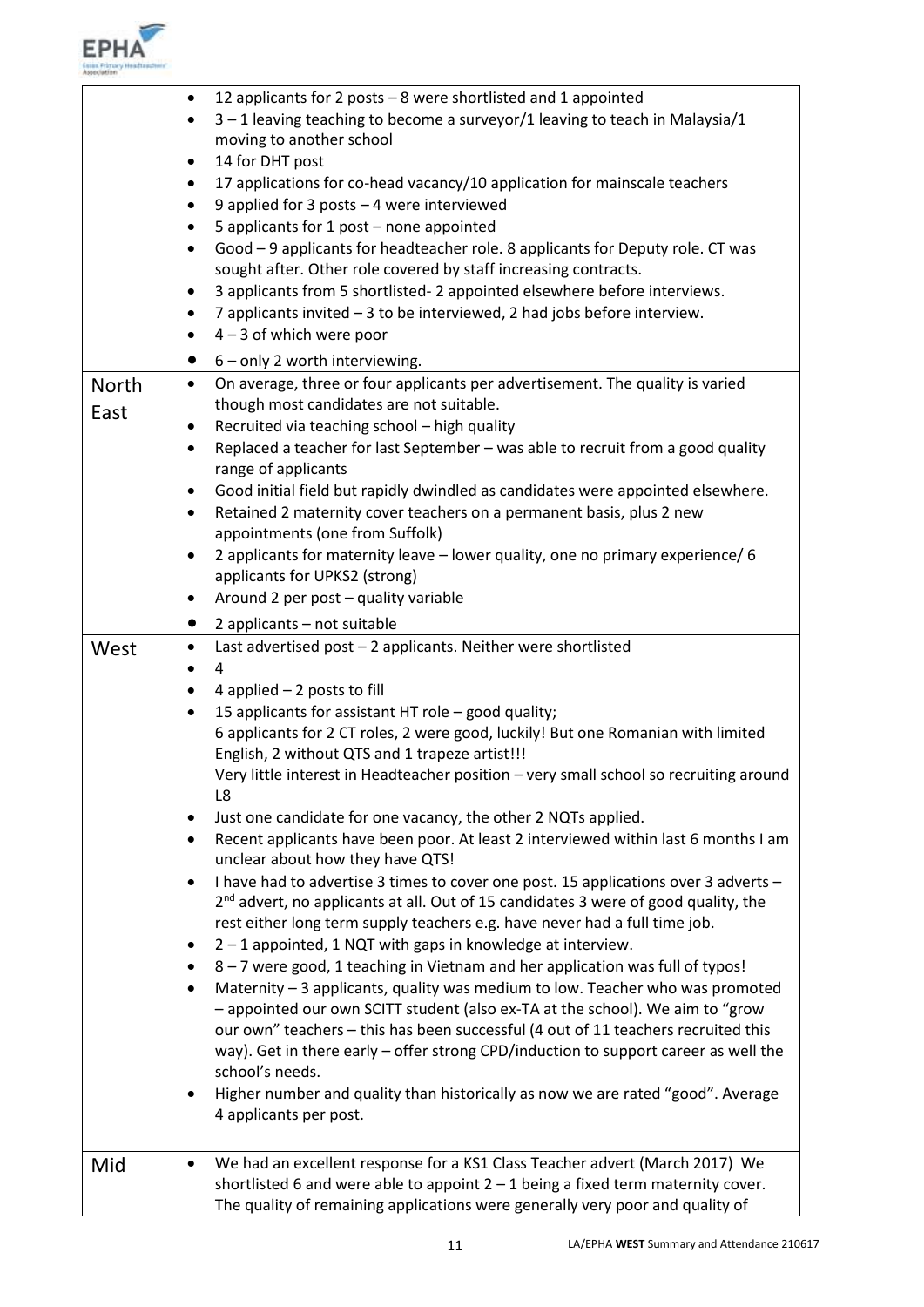| | |
|---|---|
| | • 12 applicants for 2 posts – 8 were shortlisted and 1 appointed<br>• 3 – 1 leaving teaching to become a surveyor/1 leaving to teach in Malaysia/1 moving to another school<br>• 14 for DHT post<br>• 17 applications for co-head vacancy/10 application for mainscale teachers<br>• 9 applied for 3 posts – 4 were interviewed<br>• 5 applicants for 1 post – none appointed<br>• Good – 9 applicants for headteacher role. 8 applicants for Deputy role. CT was sought after. Other role covered by staff increasing contracts.<br>• 3 applicants from 5 shortlisted- 2 appointed elsewhere before interviews.<br>• 7 applicants invited – 3 to be interviewed, 2 had jobs before interview.<br>• 4 – 3 of which were poor<br>• 6 – only 2 worth interviewing. |
| North East | • On average, three or four applicants per advertisement. The quality is varied though most candidates are not suitable.<br>• Recruited via teaching school – high quality<br>• Replaced a teacher for last September – was able to recruit from a good quality range of applicants<br>• Good initial field but rapidly dwindled as candidates were appointed elsewhere.<br>• Retained 2 maternity cover teachers on a permanent basis, plus 2 new appointments (one from Suffolk)<br>• 2 applicants for maternity leave – lower quality, one no primary experience/ 6 applicants for UPKS2 (strong)<br>• Around 2 per post – quality variable<br>• 2 applicants – not suitable |
| West | • Last advertised post – 2 applicants. Neither were shortlisted<br>• 4<br>• 4 applied – 2 posts to fill<br>• 15 applicants for assistant HT role – good quality;<br>6 applicants for 2 CT roles, 2 were good, luckily! But one Romanian with limited English, 2 without QTS and 1 trapeze artist!!!<br>Very little interest in Headteacher position – very small school so recruiting around L8<br>• Just one candidate for one vacancy, the other 2 NQTs applied.<br>• Recent applicants have been poor. At least 2 interviewed within last 6 months I am unclear about how they have QTS!<br>• I have had to advertise 3 times to cover one post. 15 applications over 3 adverts – 2nd advert, no applicants at all. Out of 15 candidates 3 were of good quality, the rest either long term supply teachers e.g. have never had a full time job.<br>• 2 – 1 appointed, 1 NQT with gaps in knowledge at interview.<br>• 8 – 7 were good, 1 teaching in Vietnam and her application was full of typos!<br>• Maternity – 3 applicants, quality was medium to low. Teacher who was promoted – appointed our own SCITT student (also ex-TA at the school). We aim to "grow our own" teachers – this has been successful (4 out of 11 teachers recruited this way). Get in there early – offer strong CPD/induction to support career as well the school's needs.<br>• Higher number and quality than historically as now we are rated "good". Average 4 applicants per post. |
| Mid | • We had an excellent response for a KS1 Class Teacher advert (March 2017) We shortlisted 6 and were able to appoint 2 – 1 being a fixed term maternity cover. The quality of remaining applications were generally very poor and quality of |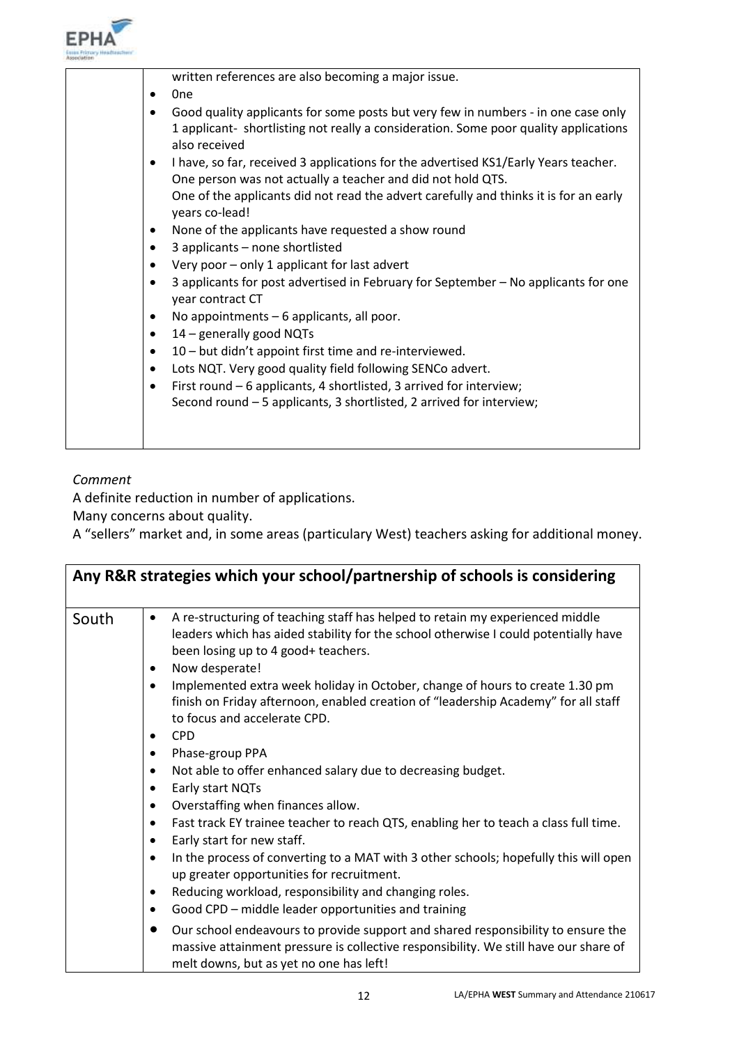| | |
|---|---|
| | written references are also becoming a major issue.<br>• One<br>• Good quality applicants for some posts but very few in numbers - in one case only 1 applicant- shortlisting not really a consideration. Some poor quality applications also received<br>• I have, so far, received 3 applications for the advertised KS1/Early Years teacher. One person was not actually a teacher and did not hold QTS. One of the applicants did not read the advert carefully and thinks it is for an early years co-lead!<br>• None of the applicants have requested a show round<br>• 3 applicants – none shortlisted<br>• Very poor – only 1 applicant for last advert<br>• 3 applicants for post advertised in February for September – No applicants for one year contract CT<br>• No appointments – 6 applicants, all poor.<br>• 14 – generally good NQTs<br>• 10 – but didn't appoint first time and re-interviewed.<br>• Lots NQT. Very good quality field following SENCo advert.<br>• First round – 6 applicants, 4 shortlisted, 3 arrived for interview; Second round – 5 applicants, 3 shortlisted, 2 arrived for interview; |

*Comment*

A definite reduction in number of applications.

Many concerns about quality.

A "sellers" market and, in some areas (particulary West) teachers asking for additional money.

| **Any R&R strategies which your school/partnership of schools is considering** | |
|---|---|
| South | • A re-structuring of teaching staff has helped to retain my experienced middle leaders which has aided stability for the school otherwise I could potentially have been losing up to 4 good+ teachers.<br>• Now desperate!<br>• Implemented extra week holiday in October, change of hours to create 1.30 pm finish on Friday afternoon, enabled creation of "leadership Academy" for all staff to focus and accelerate CPD.<br>• CPD<br>• Phase-group PPA<br>• Not able to offer enhanced salary due to decreasing budget.<br>• Early start NQTs<br>• Overstaffing when finances allow.<br>• Fast track EY trainee teacher to reach QTS, enabling her to teach a class full time.<br>• Early start for new staff.<br>• In the process of converting to a MAT with 3 other schools; hopefully this will open up greater opportunities for recruitment.<br>• Reducing workload, responsibility and changing roles.<br>• Good CPD – middle leader opportunities and training<br>• Our school endeavours to provide support and shared responsibility to ensure the massive attainment pressure is collective responsibility. We still have our share of melt downs, but as yet no one has left! |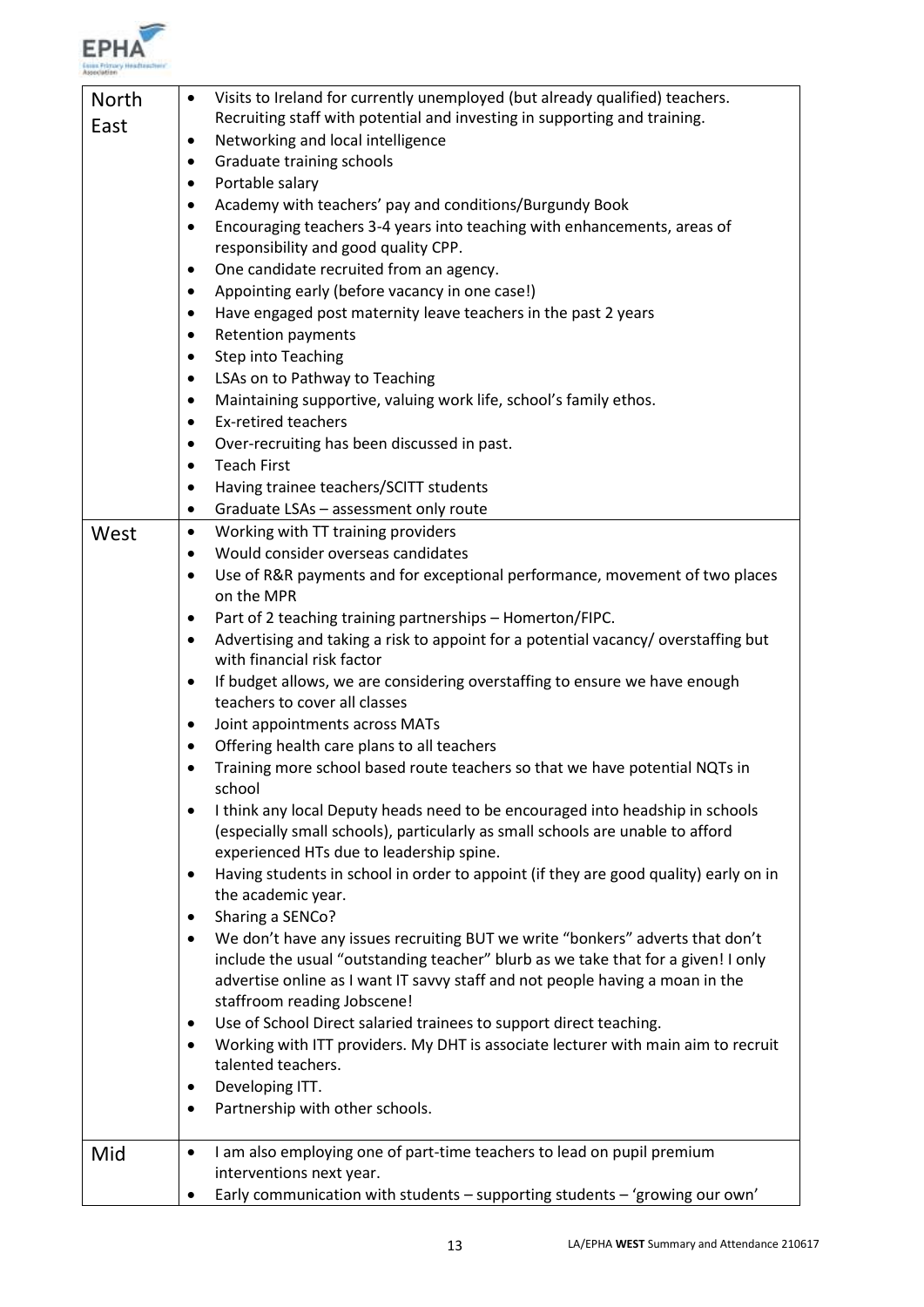| | |
|---|---|
| North East | • Visits to Ireland for currently unemployed (but already qualified) teachers. Recruiting staff with potential and investing in supporting and training.<br>• Networking and local intelligence<br>• Graduate training schools<br>• Portable salary<br>• Academy with teachers' pay and conditions/Burgundy Book<br>• Encouraging teachers 3-4 years into teaching with enhancements, areas of responsibility and good quality CPP.<br>• One candidate recruited from an agency.<br>• Appointing early (before vacancy in one case!)<br>• Have engaged post maternity leave teachers in the past 2 years<br>• Retention payments<br>• Step into Teaching<br>• LSAs on to Pathway to Teaching<br>• Maintaining supportive, valuing work life, school's family ethos.<br>• Ex-retired teachers<br>• Over-recruiting has been discussed in past.<br>• Teach First<br>• Having trainee teachers/SCITT students<br>• Graduate LSAs – assessment only route |
| West | • Working with TT training providers<br>• Would consider overseas candidates<br>• Use of R&R payments and for exceptional performance, movement of two places on the MPR<br>• Part of 2 teaching training partnerships – Homerton/FIPC.<br>• Advertising and taking a risk to appoint for a potential vacancy/ overstaffing but with financial risk factor<br>• If budget allows, we are considering overstaffing to ensure we have enough teachers to cover all classes<br>• Joint appointments across MATs<br>• Offering health care plans to all teachers<br>• Training more school based route teachers so that we have potential NQTs in school<br>• I think any local Deputy heads need to be encouraged into headship in schools (especially small schools), particularly as small schools are unable to afford experienced HTs due to leadership spine.<br>• Having students in school in order to appoint (if they are good quality) early on in the academic year.<br>• Sharing a SENCo?<br>• We don't have any issues recruiting BUT we write "bonkers" adverts that don't include the usual "outstanding teacher" blurb as we take that for a given! I only advertise online as I want IT savvy staff and not people having a moan in the staffroom reading Jobscene!<br>• Use of School Direct salaried trainees to support direct teaching.<br>• Working with ITT providers. My DHT is associate lecturer with main aim to recruit talented teachers.<br>• Developing ITT.<br>• Partnership with other schools. |
| Mid | • I am also employing one of part-time teachers to lead on pupil premium interventions next year.<br>• Early communication with students – supporting students – 'growing our own' |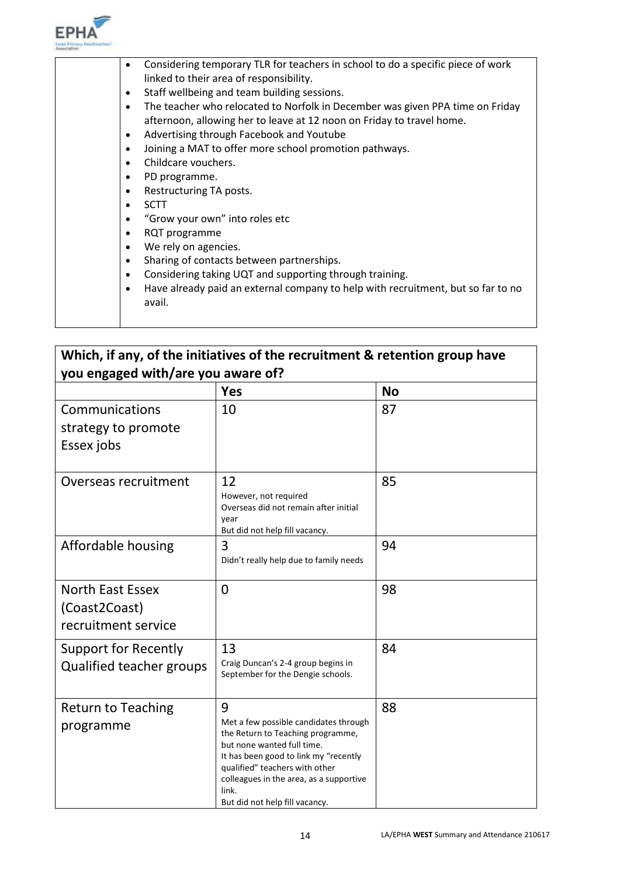| | |
|---|---|
| | • Considering temporary TLR for teachers in school to do a specific piece of work linked to their area of responsibility.<br>• Staff wellbeing and team building sessions.<br>• The teacher who relocated to Norfolk in December was given PPA time on Friday afternoon, allowing her to leave at 12 noon on Friday to travel home.<br>• Advertising through Facebook and Youtube<br>• Joining a MAT to offer more school promotion pathways.<br>• Childcare vouchers.<br>• PD programme.<br>• Restructuring TA posts.<br>• SCTT<br>• "Grow your own" into roles etc<br>• RQT programme<br>• We rely on agencies.<br>• Sharing of contacts between partnerships.<br>• Considering taking UQT and supporting through training.<br>• Have already paid an external company to help with recruitment, but so far to no avail. |

**Which, if any, of the initiatives of the recruitment & retention group have you engaged with/are you aware of?**

| | Yes | No |
|---|---|---|
| Communications strategy to promote Essex jobs | 10 | 87 |
| Overseas recruitment | 12<br>However, not required<br>Overseas did not remain after initial year<br>But did not help fill vacancy. | 85 |
| Affordable housing | 3<br>Didn't really help due to family needs | 94 |
| North East Essex (Coast2Coast) recruitment service | 0 | 98 |
| Support for Recently Qualified teacher groups | 13<br>Craig Duncan's 2-4 group begins in September for the Dengie schools. | 84 |
| Return to Teaching programme | 9<br>Met a few possible candidates through the Return to Teaching programme, but none wanted full time.<br>It has been good to link my "recently qualified" teachers with other colleagues in the area, as a supportive link.<br>But did not help fill vacancy. | 88 |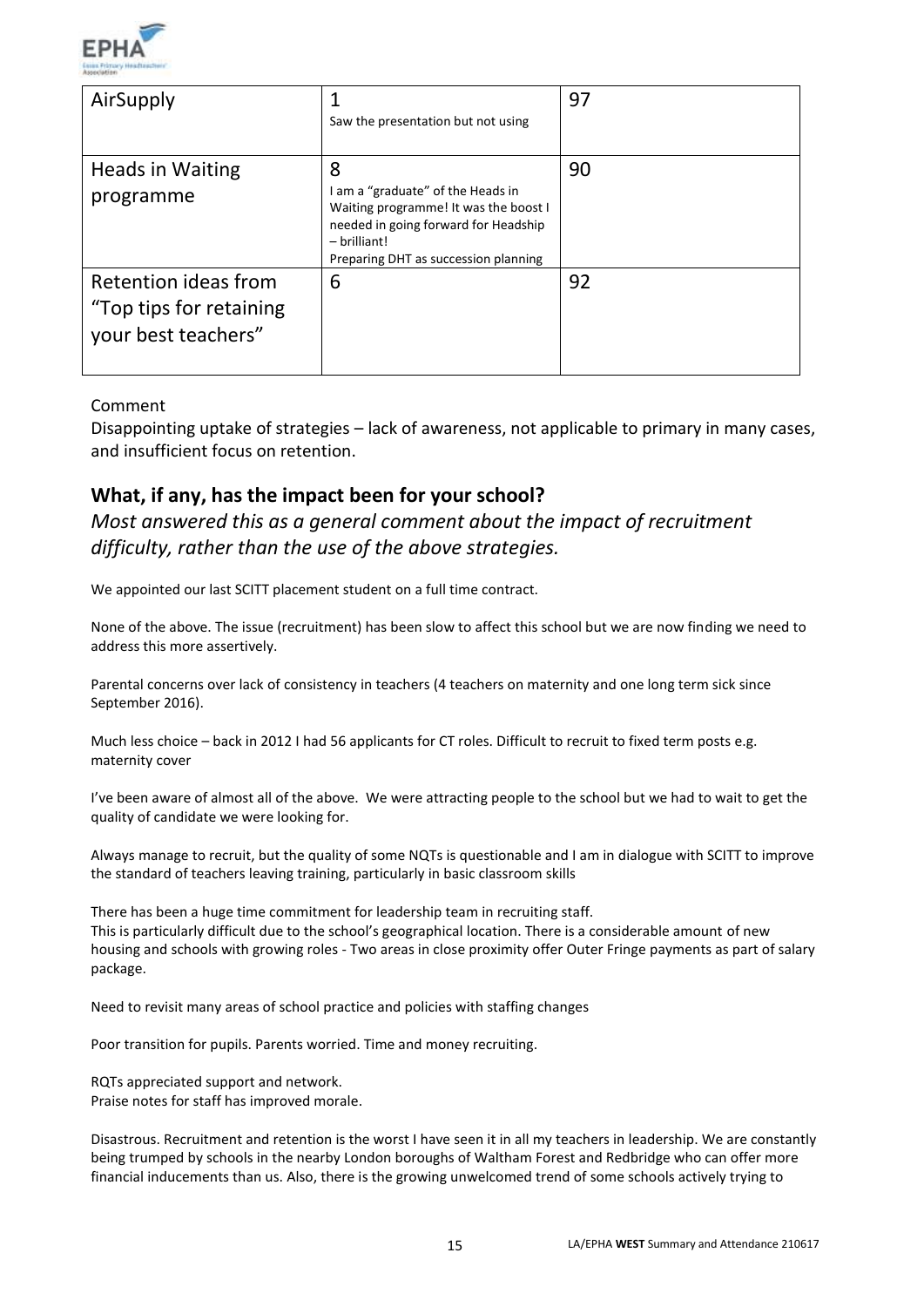| AirSupply | 1<br>Saw the presentation but not using | 97 |
|---|---|---|
| Heads in Waiting programme | 8<br>I am a "graduate" of the Heads in Waiting programme! It was the boost I needed in going forward for Headship – brilliant!<br>Preparing DHT as succession planning | 90 |
| Retention ideas from "Top tips for retaining your best teachers" | 6 | 92 |

Comment

Disappointing uptake of strategies – lack of awareness, not applicable to primary in many cases, and insufficient focus on retention.

## What, if any, has the impact been for your school?

*Most answered this as a general comment about the impact of recruitment difficulty, rather than the use of the above strategies.*

We appointed our last SCITT placement student on a full time contract.

None of the above. The issue (recruitment) has been slow to affect this school but we are now finding we need to address this more assertively.

Parental concerns over lack of consistency in teachers (4 teachers on maternity and one long term sick since September 2016).

Much less choice – back in 2012 I had 56 applicants for CT roles. Difficult to recruit to fixed term posts e.g. maternity cover

I've been aware of almost all of the above. We were attracting people to the school but we had to wait to get the quality of candidate we were looking for.

Always manage to recruit, but the quality of some NQTs is questionable and I am in dialogue with SCITT to improve the standard of teachers leaving training, particularly in basic classroom skills

There has been a huge time commitment for leadership team in recruiting staff.
This is particularly difficult due to the school's geographical location. There is a considerable amount of new housing and schools with growing roles - Two areas in close proximity offer Outer Fringe payments as part of salary package.

Need to revisit many areas of school practice and policies with staffing changes

Poor transition for pupils. Parents worried. Time and money recruiting.

RQTs appreciated support and network.
Praise notes for staff has improved morale.

Disastrous. Recruitment and retention is the worst I have seen it in all my teachers in leadership. We are constantly being trumped by schools in the nearby London boroughs of Waltham Forest and Redbridge who can offer more financial inducements than us. Also, there is the growing unwelcomed trend of some schools actively trying to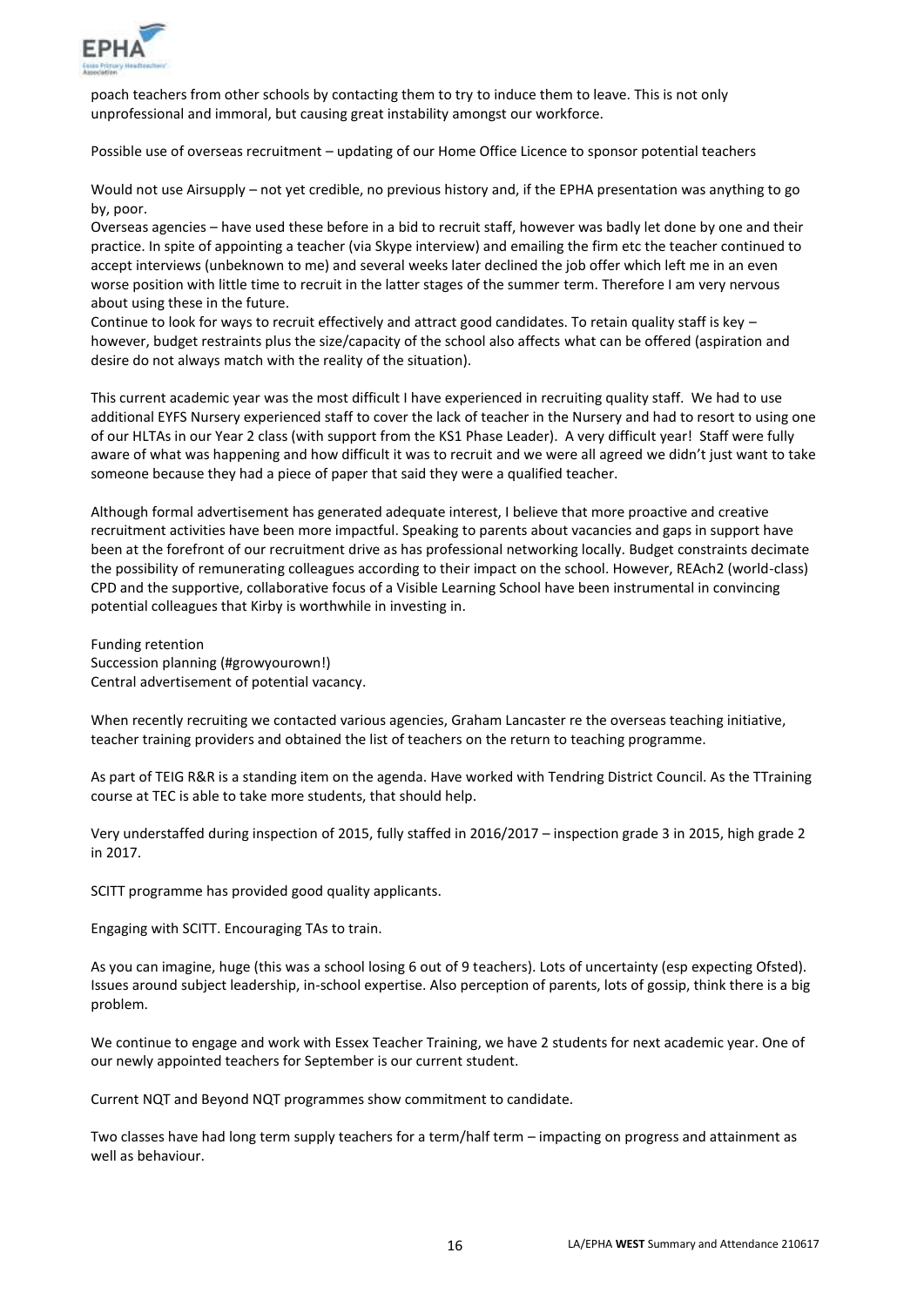poach teachers from other schools by contacting them to try to induce them to leave. This is not only unprofessional and immoral, but causing great instability amongst our workforce.

Possible use of overseas recruitment – updating of our Home Office Licence to sponsor potential teachers

Would not use Airsupply – not yet credible, no previous history and, if the EPHA presentation was anything to go by, poor.
Overseas agencies – have used these before in a bid to recruit staff, however was badly let done by one and their practice. In spite of appointing a teacher (via Skype interview) and emailing the firm etc the teacher continued to accept interviews (unbeknown to me) and several weeks later declined the job offer which left me in an even worse position with little time to recruit in the latter stages of the summer term. Therefore I am very nervous about using these in the future.
Continue to look for ways to recruit effectively and attract good candidates. To retain quality staff is key – however, budget restraints plus the size/capacity of the school also affects what can be offered (aspiration and desire do not always match with the reality of the situation).

This current academic year was the most difficult I have experienced in recruiting quality staff. We had to use additional EYFS Nursery experienced staff to cover the lack of teacher in the Nursery and had to resort to using one of our HLTAs in our Year 2 class (with support from the KS1 Phase Leader). A very difficult year! Staff were fully aware of what was happening and how difficult it was to recruit and we were all agreed we didn't just want to take someone because they had a piece of paper that said they were a qualified teacher.

Although formal advertisement has generated adequate interest, I believe that more proactive and creative recruitment activities have been more impactful. Speaking to parents about vacancies and gaps in support have been at the forefront of our recruitment drive as has professional networking locally. Budget constraints decimate the possibility of remunerating colleagues according to their impact on the school. However, REAch2 (world-class) CPD and the supportive, collaborative focus of a Visible Learning School have been instrumental in convincing potential colleagues that Kirby is worthwhile in investing in.

Funding retention
Succession planning (#growyourown!)
Central advertisement of potential vacancy.

When recently recruiting we contacted various agencies, Graham Lancaster re the overseas teaching initiative, teacher training providers and obtained the list of teachers on the return to teaching programme.

As part of TEIG R&R is a standing item on the agenda. Have worked with Tendring District Council. As the TTraining course at TEC is able to take more students, that should help.

Very understaffed during inspection of 2015, fully staffed in 2016/2017 – inspection grade 3 in 2015, high grade 2 in 2017.

SCITT programme has provided good quality applicants.

Engaging with SCITT. Encouraging TAs to train.

As you can imagine, huge (this was a school losing 6 out of 9 teachers). Lots of uncertainty (esp expecting Ofsted). Issues around subject leadership, in-school expertise. Also perception of parents, lots of gossip, think there is a big problem.

We continue to engage and work with Essex Teacher Training, we have 2 students for next academic year. One of our newly appointed teachers for September is our current student.

Current NQT and Beyond NQT programmes show commitment to candidate.

Two classes have had long term supply teachers for a term/half term – impacting on progress and attainment as well as behaviour.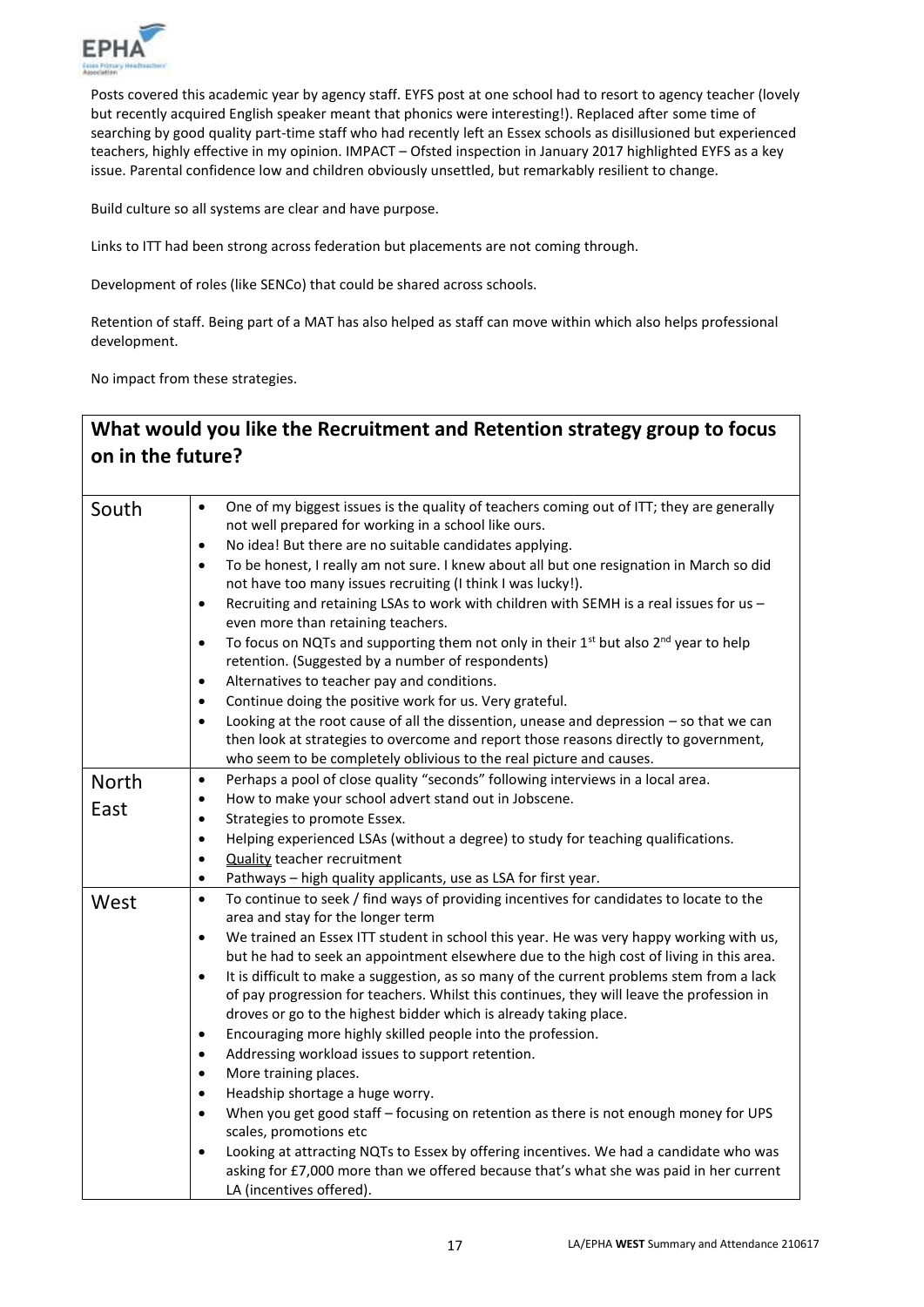Posts covered this academic year by agency staff. EYFS post at one school had to resort to agency teacher (lovely but recently acquired English speaker meant that phonics were interesting!). Replaced after some time of searching by good quality part-time staff who had recently left an Essex schools as disillusioned but experienced teachers, highly effective in my opinion. IMPACT – Ofsted inspection in January 2017 highlighted EYFS as a key issue. Parental confidence low and children obviously unsettled, but remarkably resilient to change.

Build culture so all systems are clear and have purpose.

Links to ITT had been strong across federation but placements are not coming through.

Development of roles (like SENCo) that could be shared across schools.

Retention of staff. Being part of a MAT has also helped as staff can move within which also helps professional development.

No impact from these strategies.

## What would you like the Recruitment and Retention strategy group to focus on in the future?

| | |
|---|---|
| South | • One of my biggest issues is the quality of teachers coming out of ITT; they are generally not well prepared for working in a school like ours.<br>• No idea! But there are no suitable candidates applying.<br>• To be honest, I really am not sure. I knew about all but one resignation in March so did not have too many issues recruiting (I think I was lucky!).<br>• Recruiting and retaining LSAs to work with children with SEMH is a real issues for us – even more than retaining teachers.<br>• To focus on NQTs and supporting them not only in their 1st but also 2nd year to help retention. (Suggested by a number of respondents)<br>• Alternatives to teacher pay and conditions.<br>• Continue doing the positive work for us. Very grateful.<br>• Looking at the root cause of all the dissention, unease and depression – so that we can then look at strategies to overcome and report those reasons directly to government, who seem to be completely oblivious to the real picture and causes. |
| North East | • Perhaps a pool of close quality "seconds" following interviews in a local area.<br>• How to make your school advert stand out in Jobscene.<br>• Strategies to promote Essex.<br>• Helping experienced LSAs (without a degree) to study for teaching qualifications.<br>• Quality teacher recruitment<br>• Pathways – high quality applicants, use as LSA for first year. |
| West | • To continue to seek / find ways of providing incentives for candidates to locate to the area and stay for the longer term<br>• We trained an Essex ITT student in school this year. He was very happy working with us, but he had to seek an appointment elsewhere due to the high cost of living in this area.<br>• It is difficult to make a suggestion, as so many of the current problems stem from a lack of pay progression for teachers. Whilst this continues, they will leave the profession in droves or go to the highest bidder which is already taking place.<br>• Encouraging more highly skilled people into the profession.<br>• Addressing workload issues to support retention.<br>• More training places.<br>• Headship shortage a huge worry.<br>• When you get good staff – focusing on retention as there is not enough money for UPS scales, promotions etc<br>• Looking at attracting NQTs to Essex by offering incentives. We had a candidate who was asking for £7,000 more than we offered because that's what she was paid in her current LA (incentives offered). |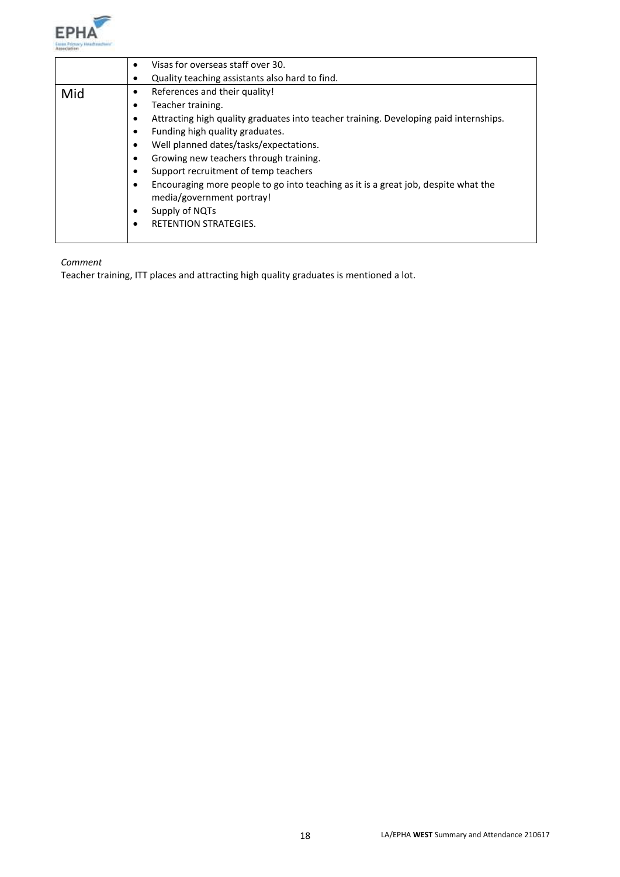| | |
|---|---|
| | • Visas for overseas staff over 30.<br>• Quality teaching assistants also hard to find. |
| Mid | • References and their quality!<br>• Teacher training.<br>• Attracting high quality graduates into teacher training. Developing paid internships.<br>• Funding high quality graduates.<br>• Well planned dates/tasks/expectations.<br>• Growing new teachers through training.<br>• Support recruitment of temp teachers<br>• Encouraging more people to go into teaching as it is a great job, despite what the media/government portray!<br>• Supply of NQTs<br>• RETENTION STRATEGIES. |

*Comment*

Teacher training, ITT places and attracting high quality graduates is mentioned a lot.